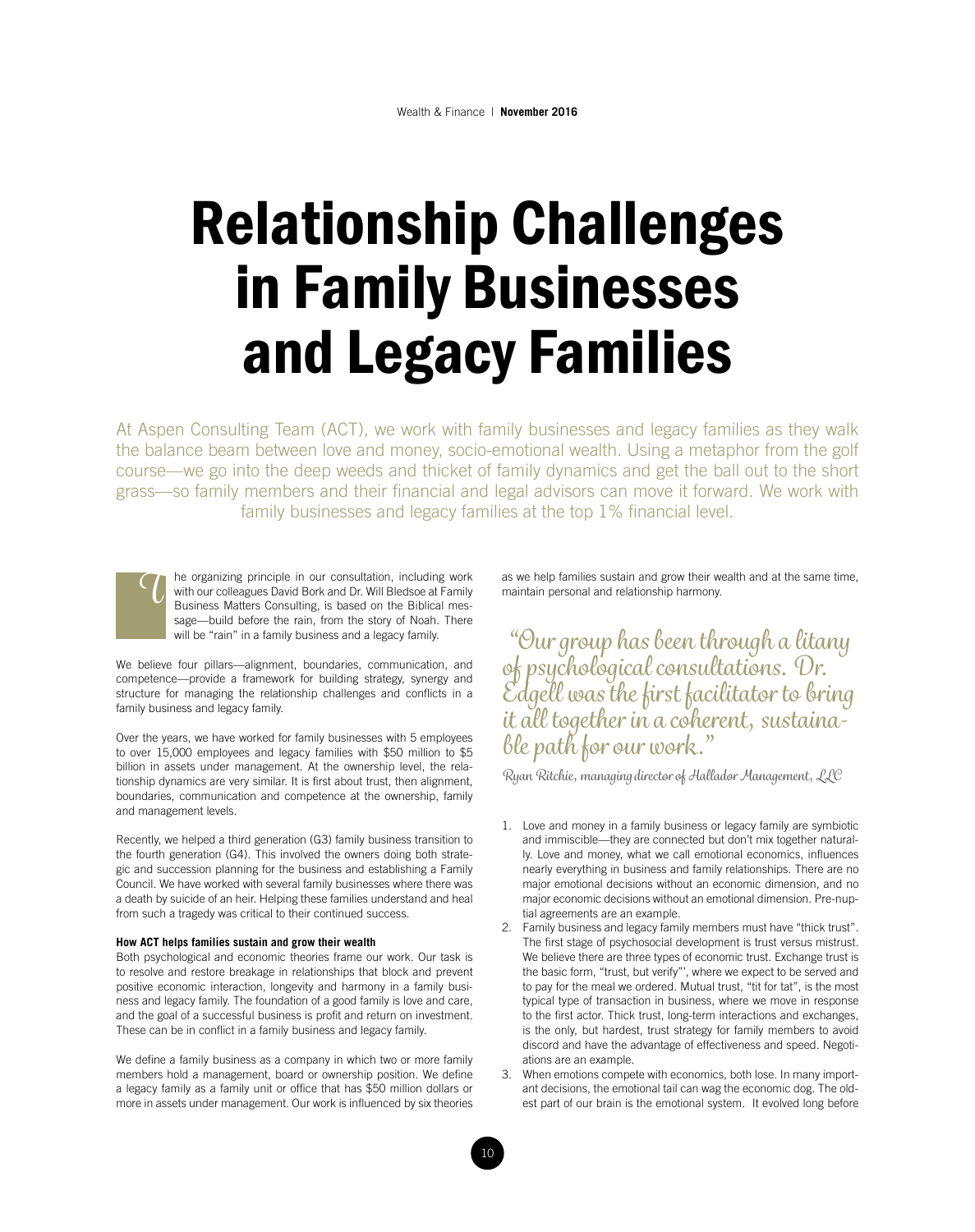# Relationship Challenges in Family Businesses and Legacy Families

At Aspen Consulting Team (ACT), we work with family businesses and legacy families as they walk the balance beam between love and money, socio-emotional wealth. Using a metaphor from the golf course—we go into the deep weeds and thicket of family dynamics and get the ball out to the short grass—so family members and their financial and legal advisors can move it forward. We work with family businesses and legacy families at the top 1% financial level.

The organizing principle in our consultation, including work with our colleagues David Bork and Dr. Will Bledsoe at Family Business Matters Consulting, is based on the Biblical message—build before the rain, from the story of Noah. There will be "rain" in a family business and a legacy family.

We believe four pillars—alignment, boundaries, communication, and competence—provide a framework for building strategy, synergy and structure for managing the relationship challenges and conflicts in a family business and legacy family.

Over the years, we have worked for family businesses with 5 employees to over 15,000 employees and legacy families with $50 million to $5 billion in assets under management. At the ownership level, the relationship dynamics are very similar. It is first about trust, then alignment, boundaries, communication and competence at the ownership, family and management levels.

Recently, we helped a third generation (G3) family business transition to the fourth generation (G4). This involved the owners doing both strategic and succession planning for the business and establishing a Family Council. We have worked with several family businesses where there was a death by suicide of an heir. Helping these families understand and heal from such a tragedy was critical to their continued success.

**How ACT helps families sustain and grow their wealth**

Both psychological and economic theories frame our work. Our task is to resolve and restore breakage in relationships that block and prevent positive economic interaction, longevity and harmony in a family business and legacy family. The foundation of a good family is love and care, and the goal of a successful business is profit and return on investment. These can be in conflict in a family business and legacy family.

We define a family business as a company in which two or more family members hold a management, board or ownership position. We define a legacy family as a family unit or office that has $50 million dollars or more in assets under management. Our work is influenced by six theories as we help families sustain and grow their wealth and at the same time, maintain personal and relationship harmony.

> "Our group has been through a litany of psychological consultations. Dr. Edgell was the first facilitator to bring it all together in a coherent, sustainable path for our work."
>
> Ryan Ritchie, managing director of Hallador Management, LLC

1. Love and money in a family business or legacy family are symbiotic and immiscible—they are connected but don't mix together naturally. Love and money, what we call emotional economics, influences nearly everything in business and family relationships. There are no major emotional decisions without an economic dimension, and no major economic decisions without an emotional dimension. Pre-nuptial agreements are an example.
2. Family business and legacy family members must have "thick trust". The first stage of psychosocial development is trust versus mistrust. We believe there are three types of economic trust. Exchange trust is the basic form, "trust, but verify"', where we expect to be served and to pay for the meal we ordered. Mutual trust, "tit for tat", is the most typical type of transaction in business, where we move in response to the first actor. Thick trust, long-term interactions and exchanges, is the only, but hardest, trust strategy for family members to avoid discord and have the advantage of effectiveness and speed. Negotiations are an example.
3. When emotions compete with economics, both lose. In many important decisions, the emotional tail can wag the economic dog. The oldest part of our brain is the emotional system. It evolved long before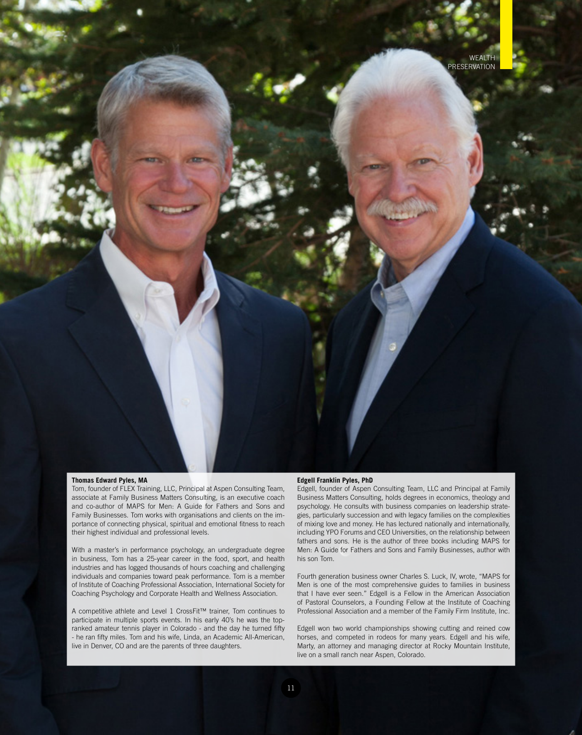## Thomas Edward Pyles, MA

Tom, founder of FLEX Training, LLC, Principal at Aspen Consulting Team, associate at Family Business Matters Consulting, is an executive coach and co-author of MAPS for Men: A Guide for Fathers and Sons and Family Businesses. Tom works with organisations and clients on the importance of connecting physical, spiritual and emotional fitness to reach their highest individual and professional levels.

With a master's in performance psychology, an undergraduate degree in business, Tom has a 25-year career in the food, sport, and health industries and has logged thousands of hours coaching and challenging individuals and companies toward peak performance. Tom is a member of Institute of Coaching Professional Association, International Society for Coaching Psychology and Corporate Health and Wellness Association.

A competitive athlete and Level 1 CrossFit™ trainer, Tom continues to participate in multiple sports events. In his early 40's he was the top-ranked amateur tennis player in Colorado - and the day he turned fifty - he ran fifty miles. Tom and his wife, Linda, an Academic All-American, live in Denver, CO and are the parents of three daughters.

## Edgell Franklin Pyles, PhD

Edgell, founder of Aspen Consulting Team, LLC and Principal at Family Business Matters Consulting, holds degrees in economics, theology and psychology. He consults with business companies on leadership strategies, particularly succession and with legacy families on the complexities of mixing love and money. He has lectured nationally and internationally, including YPO Forums and CEO Universities, on the relationship between fathers and sons. He is the author of three books including MAPS for Men: A Guide for Fathers and Sons and Family Businesses, author with his son Tom.

Fourth generation business owner Charles S. Luck, IV, wrote, "MAPS for Men is one of the most comprehensive guides to families in business that I have ever seen." Edgell is a Fellow in the American Association of Pastoral Counselors, a Founding Fellow at the Institute of Coaching Professional Association and a member of the Family Firm Institute, Inc.

Edgell won two world championships showing cutting and reined cow horses, and competed in rodeos for many years. Edgell and his wife, Marty, an attorney and managing director at Rocky Mountain Institute, live on a small ranch near Aspen, Colorado.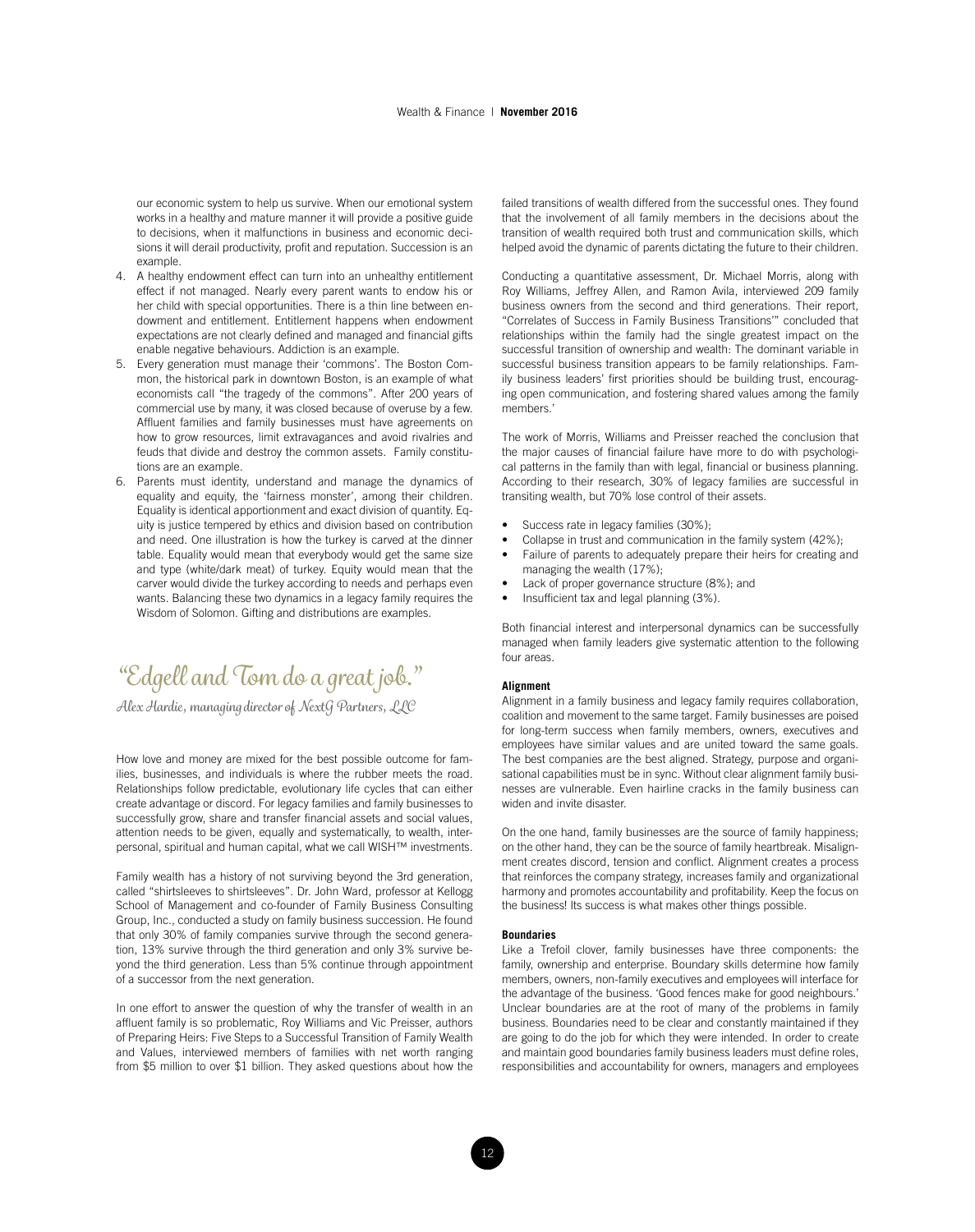our economic system to help us survive. When our emotional system works in a healthy and mature manner it will provide a positive guide to decisions, when it malfunctions in business and economic decisions it will derail productivity, profit and reputation. Succession is an example.

4. A healthy endowment effect can turn into an unhealthy entitlement effect if not managed. Nearly every parent wants to endow his or her child with special opportunities. There is a thin line between endowment and entitlement. Entitlement happens when endowment expectations are not clearly defined and managed and financial gifts enable negative behaviours. Addiction is an example.
5. Every generation must manage their 'commons'. The Boston Common, the historical park in downtown Boston, is an example of what economists call "the tragedy of the commons". After 200 years of commercial use by many, it was closed because of overuse by a few. Affluent families and family businesses must have agreements on how to grow resources, limit extravagances and avoid rivalries and feuds that divide and destroy the common assets. Family constitutions are an example.
6. Parents must identity, understand and manage the dynamics of equality and equity, the 'fairness monster', among their children. Equality is identical apportionment and exact division of quantity. Equity is justice tempered by ethics and division based on contribution and need. One illustration is how the turkey is carved at the dinner table. Equality would mean that everybody would get the same size and type (white/dark meat) of turkey. Equity would mean that the carver would divide the turkey according to needs and perhaps even wants. Balancing these two dynamics in a legacy family requires the Wisdom of Solomon. Gifting and distributions are examples.

> *"Edgell and Tom do a great job."*
>
> *Alex Hardie, managing director of NextG Partners, LLC*

How love and money are mixed for the best possible outcome for families, businesses, and individuals is where the rubber meets the road. Relationships follow predictable, evolutionary life cycles that can either create advantage or discord. For legacy families and family businesses to successfully grow, share and transfer financial assets and social values, attention needs to be given, equally and systematically, to wealth, interpersonal, spiritual and human capital, what we call WISH™ investments.

Family wealth has a history of not surviving beyond the 3rd generation, called "shirtsleeves to shirtsleeves". Dr. John Ward, professor at Kellogg School of Management and co-founder of Family Business Consulting Group, Inc., conducted a study on family business succession. He found that only 30% of family companies survive through the second generation, 13% survive through the third generation and only 3% survive beyond the third generation. Less than 5% continue through appointment of a successor from the next generation.

In one effort to answer the question of why the transfer of wealth in an affluent family is so problematic, Roy Williams and Vic Preisser, authors of Preparing Heirs: Five Steps to a Successful Transition of Family Wealth and Values, interviewed members of families with net worth ranging from $5 million to over $1 billion. They asked questions about how the failed transitions of wealth differed from the successful ones. They found that the involvement of all family members in the decisions about the transition of wealth required both trust and communication skills, which helped avoid the dynamic of parents dictating the future to their children.

Conducting a quantitative assessment, Dr. Michael Morris, along with Roy Williams, Jeffrey Allen, and Ramon Avila, interviewed 209 family business owners from the second and third generations. Their report, "Correlates of Success in Family Business Transitions'" concluded that relationships within the family had the single greatest impact on the successful transition of ownership and wealth: The dominant variable in successful business transition appears to be family relationships. Family business leaders' first priorities should be building trust, encouraging open communication, and fostering shared values among the family members.'

The work of Morris, Williams and Preisser reached the conclusion that the major causes of financial failure have more to do with psychological patterns in the family than with legal, financial or business planning. According to their research, 30% of legacy families are successful in transiting wealth, but 70% lose control of their assets.

- Success rate in legacy families (30%);
- Collapse in trust and communication in the family system (42%);
- Failure of parents to adequately prepare their heirs for creating and managing the wealth (17%);
- Lack of proper governance structure (8%); and
- Insufficient tax and legal planning (3%).

Both financial interest and interpersonal dynamics can be successfully managed when family leaders give systematic attention to the following four areas.

### Alignment

Alignment in a family business and legacy family requires collaboration, coalition and movement to the same target. Family businesses are poised for long-term success when family members, owners, executives and employees have similar values and are united toward the same goals. The best companies are the best aligned. Strategy, purpose and organisational capabilities must be in sync. Without clear alignment family businesses are vulnerable. Even hairline cracks in the family business can widen and invite disaster.

On the one hand, family businesses are the source of family happiness; on the other hand, they can be the source of family heartbreak. Misalignment creates discord, tension and conflict. Alignment creates a process that reinforces the company strategy, increases family and organizational harmony and promotes accountability and profitability. Keep the focus on the business! Its success is what makes other things possible.

### Boundaries

Like a Trefoil clover, family businesses have three components: the family, ownership and enterprise. Boundary skills determine how family members, owners, non-family executives and employees will interface for the advantage of the business. 'Good fences make for good neighbours.' Unclear boundaries are at the root of many of the problems in family business. Boundaries need to be clear and constantly maintained if they are going to do the job for which they were intended. In order to create and maintain good boundaries family business leaders must define roles, responsibilities and accountability for owners, managers and employees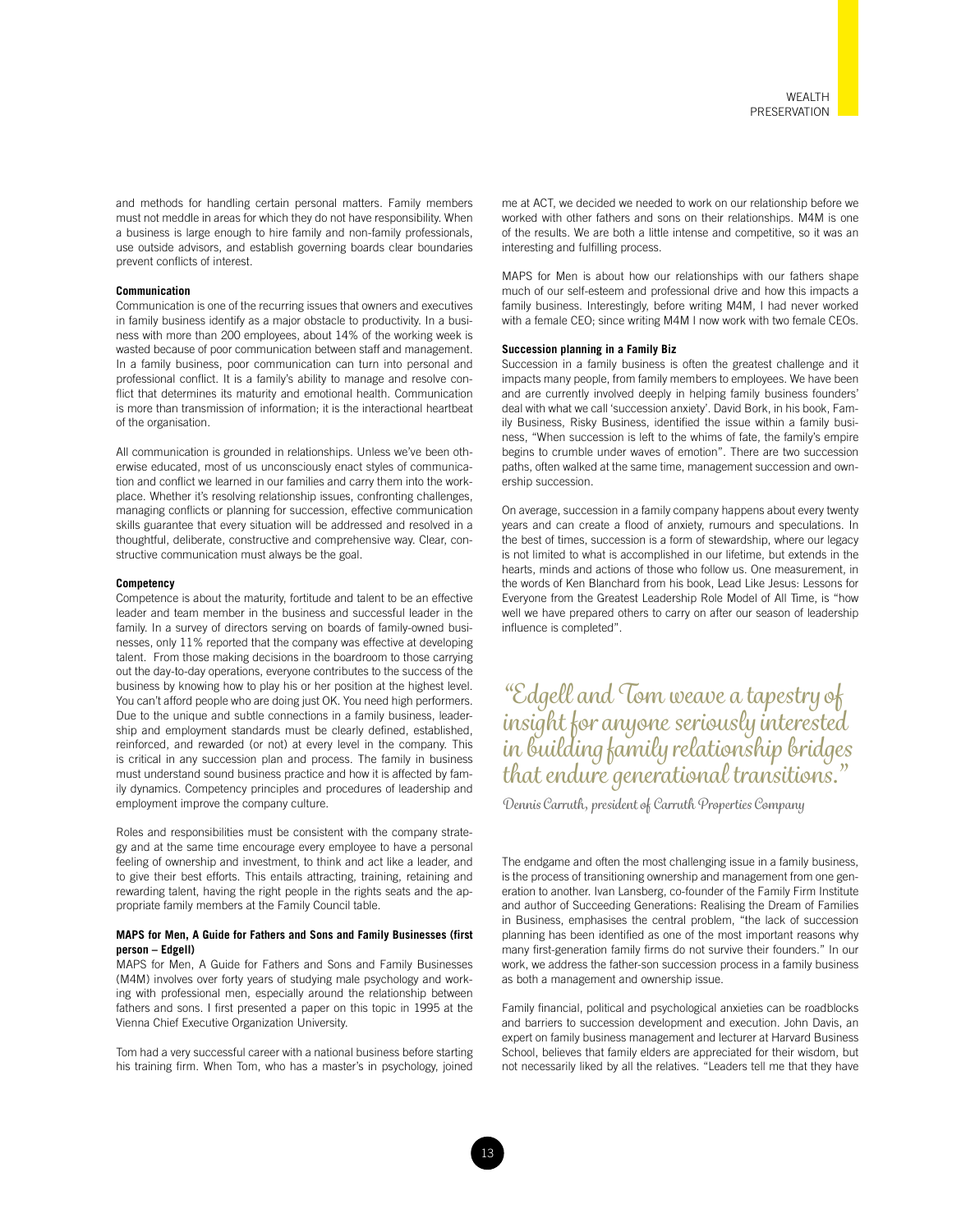and methods for handling certain personal matters. Family members must not meddle in areas for which they do not have responsibility. When a business is large enough to hire family and non-family professionals, use outside advisors, and establish governing boards clear boundaries prevent conflicts of interest.

**Communication**

Communication is one of the recurring issues that owners and executives in family business identify as a major obstacle to productivity. In a business with more than 200 employees, about 14% of the working week is wasted because of poor communication between staff and management. In a family business, poor communication can turn into personal and professional conflict. It is a family's ability to manage and resolve conflict that determines its maturity and emotional health. Communication is more than transmission of information; it is the interactional heartbeat of the organisation.

All communication is grounded in relationships. Unless we've been otherwise educated, most of us unconsciously enact styles of communication and conflict we learned in our families and carry them into the workplace. Whether it's resolving relationship issues, confronting challenges, managing conflicts or planning for succession, effective communication skills guarantee that every situation will be addressed and resolved in a thoughtful, deliberate, constructive and comprehensive way. Clear, constructive communication must always be the goal.

**Competency**

Competence is about the maturity, fortitude and talent to be an effective leader and team member in the business and successful leader in the family. In a survey of directors serving on boards of family-owned businesses, only 11% reported that the company was effective at developing talent. From those making decisions in the boardroom to those carrying out the day-to-day operations, everyone contributes to the success of the business by knowing how to play his or her position at the highest level. You can't afford people who are doing just OK. You need high performers. Due to the unique and subtle connections in a family business, leadership and employment standards must be clearly defined, established, reinforced, and rewarded (or not) at every level in the company. This is critical in any succession plan and process. The family in business must understand sound business practice and how it is affected by family dynamics. Competency principles and procedures of leadership and employment improve the company culture.

Roles and responsibilities must be consistent with the company strategy and at the same time encourage every employee to have a personal feeling of ownership and investment, to think and act like a leader, and to give their best efforts. This entails attracting, training, retaining and rewarding talent, having the right people in the rights seats and the appropriate family members at the Family Council table.

**MAPS for Men, A Guide for Fathers and Sons and Family Businesses (first person – Edgell)**

MAPS for Men, A Guide for Fathers and Sons and Family Businesses (M4M) involves over forty years of studying male psychology and working with professional men, especially around the relationship between fathers and sons. I first presented a paper on this topic in 1995 at the Vienna Chief Executive Organization University.

Tom had a very successful career with a national business before starting his training firm. When Tom, who has a master's in psychology, joined me at ACT, we decided we needed to work on our relationship before we worked with other fathers and sons on their relationships. M4M is one of the results. We are both a little intense and competitive, so it was an interesting and fulfilling process.

MAPS for Men is about how our relationships with our fathers shape much of our self-esteem and professional drive and how this impacts a family business. Interestingly, before writing M4M, I had never worked with a female CEO; since writing M4M I now work with two female CEOs.

**Succession planning in a Family Biz**

Succession in a family business is often the greatest challenge and it impacts many people, from family members to employees. We have been and are currently involved deeply in helping family business founders' deal with what we call 'succession anxiety'. David Bork, in his book, Family Business, Risky Business, identified the issue within a family business, "When succession is left to the whims of fate, the family's empire begins to crumble under waves of emotion". There are two succession paths, often walked at the same time, management succession and ownership succession.

On average, succession in a family company happens about every twenty years and can create a flood of anxiety, rumours and speculations. In the best of times, succession is a form of stewardship, where our legacy is not limited to what is accomplished in our lifetime, but extends in the hearts, minds and actions of those who follow us. One measurement, in the words of Ken Blanchard from his book, Lead Like Jesus: Lessons for Everyone from the Greatest Leadership Role Model of All Time, is "how well we have prepared others to carry on after our season of leadership influence is completed".

> *"Edgell and Tom weave a tapestry of insight for anyone seriously interested in building family relationship bridges that endure generational transitions."*
>
> *Dennis Carruth, president of Carruth Properties Company*

The endgame and often the most challenging issue in a family business, is the process of transitioning ownership and management from one generation to another. Ivan Lansberg, co-founder of the Family Firm Institute and author of Succeeding Generations: Realising the Dream of Families in Business, emphasises the central problem, "the lack of succession planning has been identified as one of the most important reasons why many first-generation family firms do not survive their founders." In our work, we address the father-son succession process in a family business as both a management and ownership issue.

Family financial, political and psychological anxieties can be roadblocks and barriers to succession development and execution. John Davis, an expert on family business management and lecturer at Harvard Business School, believes that family elders are appreciated for their wisdom, but not necessarily liked by all the relatives. "Leaders tell me that they have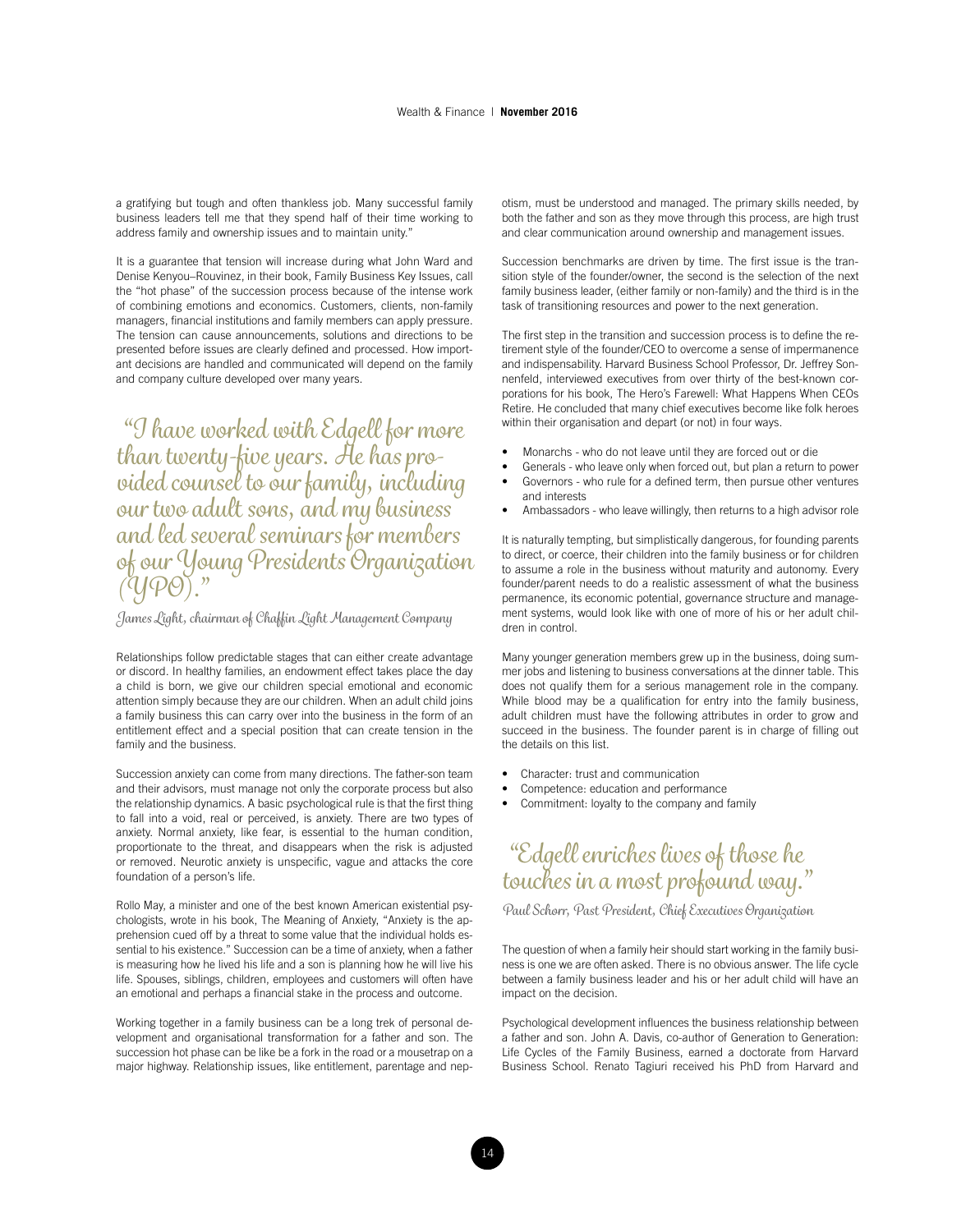a gratifying but tough and often thankless job. Many successful family business leaders tell me that they spend half of their time working to address family and ownership issues and to maintain unity."

It is a guarantee that tension will increase during what John Ward and Denise Kenyou–Rouvinez, in their book, Family Business Key Issues, call the "hot phase" of the succession process because of the intense work of combining emotions and economics. Customers, clients, non-family managers, financial institutions and family members can apply pressure. The tension can cause announcements, solutions and directions to be presented before issues are clearly defined and processed. How important decisions are handled and communicated will depend on the family and company culture developed over many years.

> "I have worked with Edgell for more than twenty-five years. He has provided counsel to our family, including our two adult sons, and my business and led several seminars for members of our Young Presidents Organization (YPO)."
>
> James Light, chairman of Chaffin Light Management Company

Relationships follow predictable stages that can either create advantage or discord. In healthy families, an endowment effect takes place the day a child is born, we give our children special emotional and economic attention simply because they are our children. When an adult child joins a family business this can carry over into the business in the form of an entitlement effect and a special position that can create tension in the family and the business.

Succession anxiety can come from many directions. The father-son team and their advisors, must manage not only the corporate process but also the relationship dynamics. A basic psychological rule is that the first thing to fall into a void, real or perceived, is anxiety. There are two types of anxiety. Normal anxiety, like fear, is essential to the human condition, proportionate to the threat, and disappears when the risk is adjusted or removed. Neurotic anxiety is unspecific, vague and attacks the core foundation of a person's life.

Rollo May, a minister and one of the best known American existential psychologists, wrote in his book, The Meaning of Anxiety, "Anxiety is the apprehension cued off by a threat to some value that the individual holds essential to his existence." Succession can be a time of anxiety, when a father is measuring how he lived his life and a son is planning how he will live his life. Spouses, siblings, children, employees and customers will often have an emotional and perhaps a financial stake in the process and outcome.

Working together in a family business can be a long trek of personal development and organisational transformation for a father and son. The succession hot phase can be like be a fork in the road or a mousetrap on a major highway. Relationship issues, like entitlement, parentage and nepotism, must be understood and managed. The primary skills needed, by both the father and son as they move through this process, are high trust and clear communication around ownership and management issues.

Succession benchmarks are driven by time. The first issue is the transition style of the founder/owner, the second is the selection of the next family business leader, (either family or non-family) and the third is in the task of transitioning resources and power to the next generation.

The first step in the transition and succession process is to define the retirement style of the founder/CEO to overcome a sense of impermanence and indispensability. Harvard Business School Professor, Dr. Jeffrey Sonnenfeld, interviewed executives from over thirty of the best-known corporations for his book, The Hero's Farewell: What Happens When CEOs Retire. He concluded that many chief executives become like folk heroes within their organisation and depart (or not) in four ways.

- Monarchs - who do not leave until they are forced out or die
- Generals - who leave only when forced out, but plan a return to power
- Governors - who rule for a defined term, then pursue other ventures and interests
- Ambassadors - who leave willingly, then returns to a high advisor role

It is naturally tempting, but simplistically dangerous, for founding parents to direct, or coerce, their children into the family business or for children to assume a role in the business without maturity and autonomy. Every founder/parent needs to do a realistic assessment of what the business permanence, its economic potential, governance structure and management systems, would look like with one of more of his or her adult children in control.

Many younger generation members grew up in the business, doing summer jobs and listening to business conversations at the dinner table. This does not qualify them for a serious management role in the company. While blood may be a qualification for entry into the family business, adult children must have the following attributes in order to grow and succeed in the business. The founder parent is in charge of filling out the details on this list.

- Character: trust and communication
- Competence: education and performance
- Commitment: loyalty to the company and family

> "Edgell enriches lives of those he touches in a most profound way."
>
> Paul Schorr, Past President, Chief Executives Organization

The question of when a family heir should start working in the family business is one we are often asked. There is no obvious answer. The life cycle between a family business leader and his or her adult child will have an impact on the decision.

Psychological development influences the business relationship between a father and son. John A. Davis, co-author of Generation to Generation: Life Cycles of the Family Business, earned a doctorate from Harvard Business School. Renato Tagiuri received his PhD from Harvard and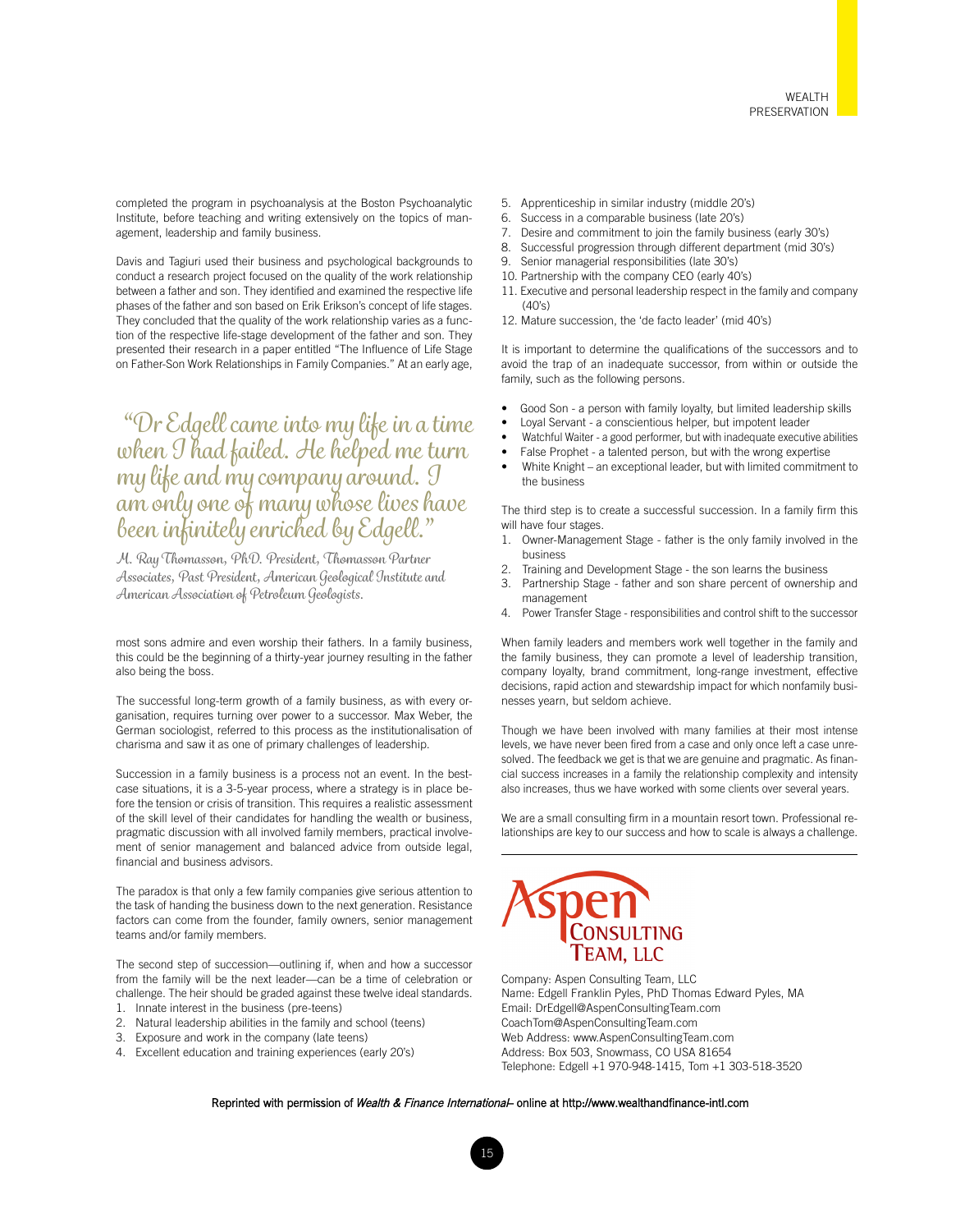completed the program in psychoanalysis at the Boston Psychoanalytic Institute, before teaching and writing extensively on the topics of management, leadership and family business.

Davis and Tagiuri used their business and psychological backgrounds to conduct a research project focused on the quality of the work relationship between a father and son. They identified and examined the respective life phases of the father and son based on Erik Erikson's concept of life stages. They concluded that the quality of the work relationship varies as a function of the respective life-stage development of the father and son. They presented their research in a paper entitled "The Influence of Life Stage on Father-Son Work Relationships in Family Companies." At an early age, most sons admire and even worship their fathers. In a family business, this could be the beginning of a thirty-year journey resulting in the father also being the boss.

> "Dr Edgell came into my life in a time when I had failed. He helped me turn my life and my company around. I am only one of many whose lives have been infinitely enriched by Edgell."
>
> M. Ray Thomasson, PhD. President, Thomasson Partner Associates, Past President, American Geological Institute and American Association of Petroleum Geologists.

The successful long-term growth of a family business, as with every organisation, requires turning over power to a successor. Max Weber, the German sociologist, referred to this process as the institutionalisation of charisma and saw it as one of primary challenges of leadership.

Succession in a family business is a process not an event. In the best-case situations, it is a 3-5-year process, where a strategy is in place before the tension or crisis of transition. This requires a realistic assessment of the skill level of their candidates for handling the wealth or business, pragmatic discussion with all involved family members, practical involvement of senior management and balanced advice from outside legal, financial and business advisors.

The paradox is that only a few family companies give serious attention to the task of handing the business down to the next generation. Resistance factors can come from the founder, family owners, senior management teams and/or family members.

The second step of succession—outlining if, when and how a successor from the family will be the next leader—can be a time of celebration or challenge. The heir should be graded against these twelve ideal standards.

1. Innate interest in the business (pre-teens)
2. Natural leadership abilities in the family and school (teens)
3. Exposure and work in the company (late teens)
4. Excellent education and training experiences (early 20's)
5. Apprenticeship in similar industry (middle 20's)
6. Success in a comparable business (late 20's)
7. Desire and commitment to join the family business (early 30's)
8. Successful progression through different department (mid 30's)
9. Senior managerial responsibilities (late 30's)
10. Partnership with the company CEO (early 40's)
11. Executive and personal leadership respect in the family and company (40's)
12. Mature succession, the 'de facto leader' (mid 40's)

It is important to determine the qualifications of the successors and to avoid the trap of an inadequate successor, from within or outside the family, such as the following persons.

- Good Son - a person with family loyalty, but limited leadership skills
- Loyal Servant - a conscientious helper, but impotent leader
- Watchful Waiter - a good performer, but with inadequate executive abilities
- False Prophet - a talented person, but with the wrong expertise
- White Knight – an exceptional leader, but with limited commitment to the business

The third step is to create a successful succession. In a family firm this will have four stages.

1. Owner-Management Stage - father is the only family involved in the business
2. Training and Development Stage - the son learns the business
3. Partnership Stage - father and son share percent of ownership and management
4. Power Transfer Stage - responsibilities and control shift to the successor

When family leaders and members work well together in the family and the family business, they can promote a level of leadership transition, company loyalty, brand commitment, long-range investment, effective decisions, rapid action and stewardship impact for which nonfamily businesses yearn, but seldom achieve.

Though we have been involved with many families at their most intense levels, we have never been fired from a case and only once left a case unresolved. The feedback we get is that we are genuine and pragmatic. As financial success increases in a family the relationship complexity and intensity also increases, thus we have worked with some clients over several years.

We are a small consulting firm in a mountain resort town. Professional relationships are key to our success and how to scale is always a challenge.

---

Aspen Consulting Team, LLC

Company: Aspen Consulting Team, LLC
Name: Edgell Franklin Pyles, PhD Thomas Edward Pyles, MA
Email: DrEdgell@AspenConsultingTeam.com
CoachTom@AspenConsultingTeam.com
Web Address: www.AspenConsultingTeam.com
Address: Box 503, Snowmass, CO USA 81654
Telephone: Edgell +1 970-948-1415, Tom +1 303-518-3520

Reprinted with permission of *Wealth & Finance International*– online at http://www.wealthandfinance-intl.com